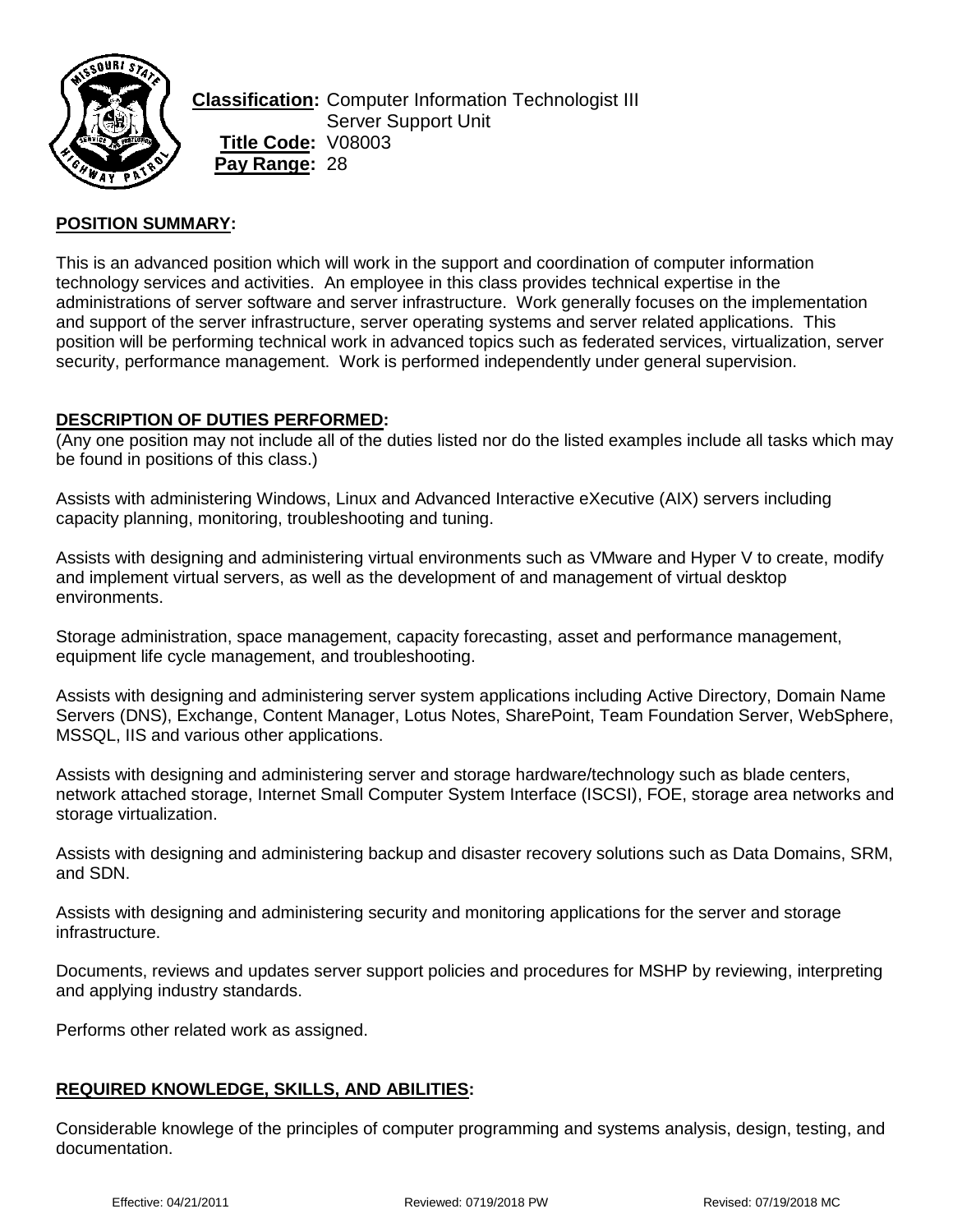**Classification:** Computer Information Technologist III
Server Support Unit
**Title Code:** V08003
**Pay Range:** 28

## POSITION SUMMARY:

This is an advanced position which will work in the support and coordination of computer information technology services and activities. An employee in this class provides technical expertise in the administrations of server software and server infrastructure. Work generally focuses on the implementation and support of the server infrastructure, server operating systems and server related applications. This position will be performing technical work in advanced topics such as federated services, virtualization, server security, performance management. Work is performed independently under general supervision.

## DESCRIPTION OF DUTIES PERFORMED:

(Any one position may not include all of the duties listed nor do the listed examples include all tasks which may be found in positions of this class.)

Assists with administering Windows, Linux and Advanced Interactive eXecutive (AIX) servers including capacity planning, monitoring, troubleshooting and tuning.

Assists with designing and administering virtual environments such as VMware and Hyper V to create, modify and implement virtual servers, as well as the development of and management of virtual desktop environments.

Storage administration, space management, capacity forecasting, asset and performance management, equipment life cycle management, and troubleshooting.

Assists with designing and administering server system applications including Active Directory, Domain Name Servers (DNS), Exchange, Content Manager, Lotus Notes, SharePoint, Team Foundation Server, WebSphere, MSSQL, IIS and various other applications.

Assists with designing and administering server and storage hardware/technology such as blade centers, network attached storage, Internet Small Computer System Interface (ISCSI), FOE, storage area networks and storage virtualization.

Assists with designing and administering backup and disaster recovery solutions such as Data Domains, SRM, and SDN.

Assists with designing and administering security and monitoring applications for the server and storage infrastructure.

Documents, reviews and updates server support policies and procedures for MSHP by reviewing, interpreting and applying industry standards.

Performs other related work as assigned.

## REQUIRED KNOWLEDGE, SKILLS, AND ABILITIES:

Considerable knowlege of the principles of computer programming and systems analysis, design, testing, and documentation.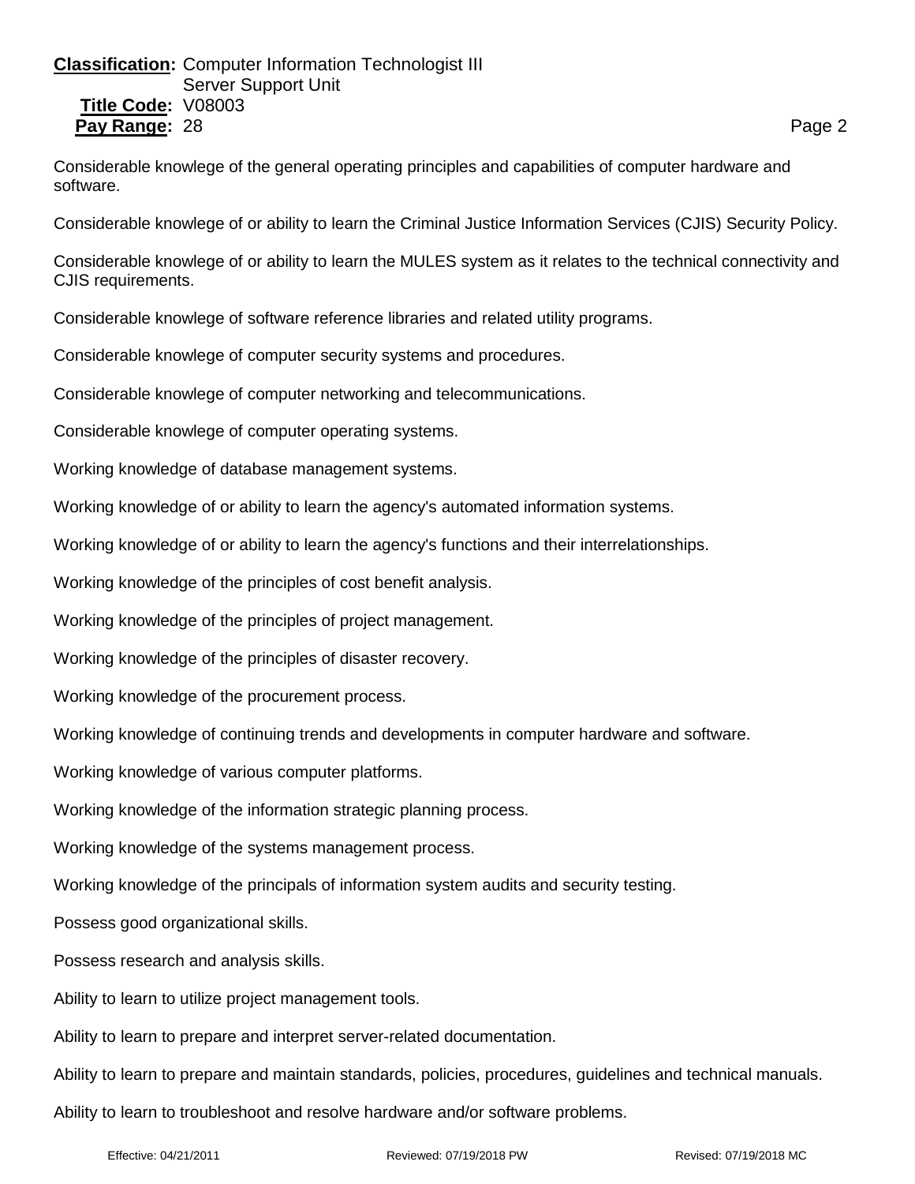**Classification:** Computer Information Technologist III
Server Support Unit
**Title Code:** V08003
**Pay Range:** 28

Considerable knowlege of the general operating principles and capabilities of computer hardware and software.

Considerable knowlege of or ability to learn the Criminal Justice Information Services (CJIS) Security Policy.

Considerable knowlege of or ability to learn the MULES system as it relates to the technical connectivity and CJIS requirements.

Considerable knowlege of software reference libraries and related utility programs.

Considerable knowlege of computer security systems and procedures.

Considerable knowlege of computer networking and telecommunications.

Considerable knowlege of computer operating systems.

Working knowledge of database management systems.

Working knowledge of or ability to learn the agency's automated information systems.

Working knowledge of or ability to learn the agency's functions and their interrelationships.

Working knowledge of the principles of cost benefit analysis.

Working knowledge of the principles of project management.

Working knowledge of the principles of disaster recovery.

Working knowledge of the procurement process.

Working knowledge of continuing trends and developments in computer hardware and software.

Working knowledge of various computer platforms.

Working knowledge of the information strategic planning process.

Working knowledge of the systems management process.

Working knowledge of the principals of information system audits and security testing.

Possess good organizational skills.

Possess research and analysis skills.

Ability to learn to utilize project management tools.

Ability to learn to prepare and interpret server-related documentation.

Ability to learn to prepare and maintain standards, policies, procedures, guidelines and technical manuals.

Ability to learn to troubleshoot and resolve hardware and/or software problems.

Effective: 04/21/2011 Reviewed: 07/19/2018 PW Revised: 07/19/2018 MC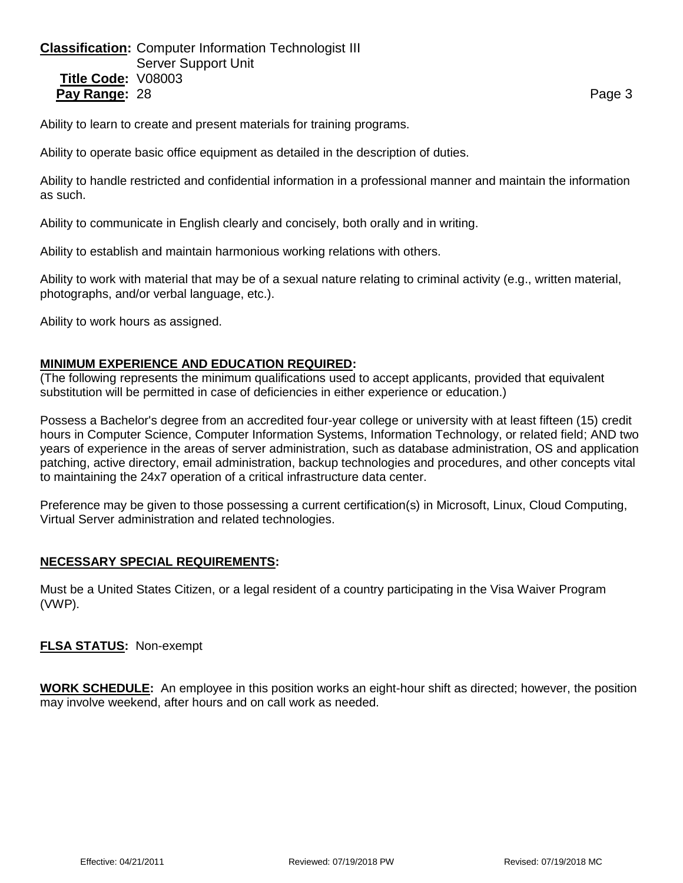Ability to learn to create and present materials for training programs.

Ability to operate basic office equipment as detailed in the description of duties.

Ability to handle restricted and confidential information in a professional manner and maintain the information as such.

Ability to communicate in English clearly and concisely, both orally and in writing.

Ability to establish and maintain harmonious working relations with others.

Ability to work with material that may be of a sexual nature relating to criminal activity (e.g., written material, photographs, and/or verbal language, etc.).

Ability to work hours as assigned.

## MINIMUM EXPERIENCE AND EDUCATION REQUIRED:

(The following represents the minimum qualifications used to accept applicants, provided that equivalent substitution will be permitted in case of deficiencies in either experience or education.)

Possess a Bachelor's degree from an accredited four-year college or university with at least fifteen (15) credit hours in Computer Science, Computer Information Systems, Information Technology, or related field; AND two years of experience in the areas of server administration, such as database administration, OS and application patching, active directory, email administration, backup technologies and procedures, and other concepts vital to maintaining the 24x7 operation of a critical infrastructure data center.

Preference may be given to those possessing a current certification(s) in Microsoft, Linux, Cloud Computing, Virtual Server administration and related technologies.

## NECESSARY SPECIAL REQUIREMENTS:

Must be a United States Citizen, or a legal resident of a country participating in the Visa Waiver Program (VWP).

**FLSA STATUS:** Non-exempt

**WORK SCHEDULE:** An employee in this position works an eight-hour shift as directed; however, the position may involve weekend, after hours and on call work as needed.